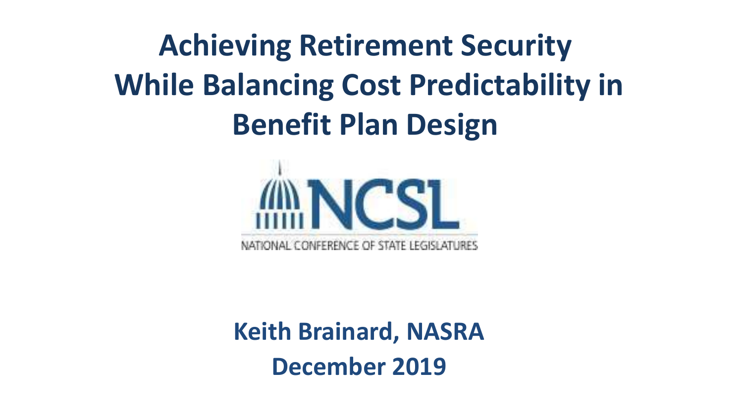# Achieving Retirement Security While Balancing Cost Predictability in Benefit Plan Design

NCSL

NATIONAL CONFERENCE OF STATE LEGISLATURES

**Keith Brainard, NASRA**

**December 2019**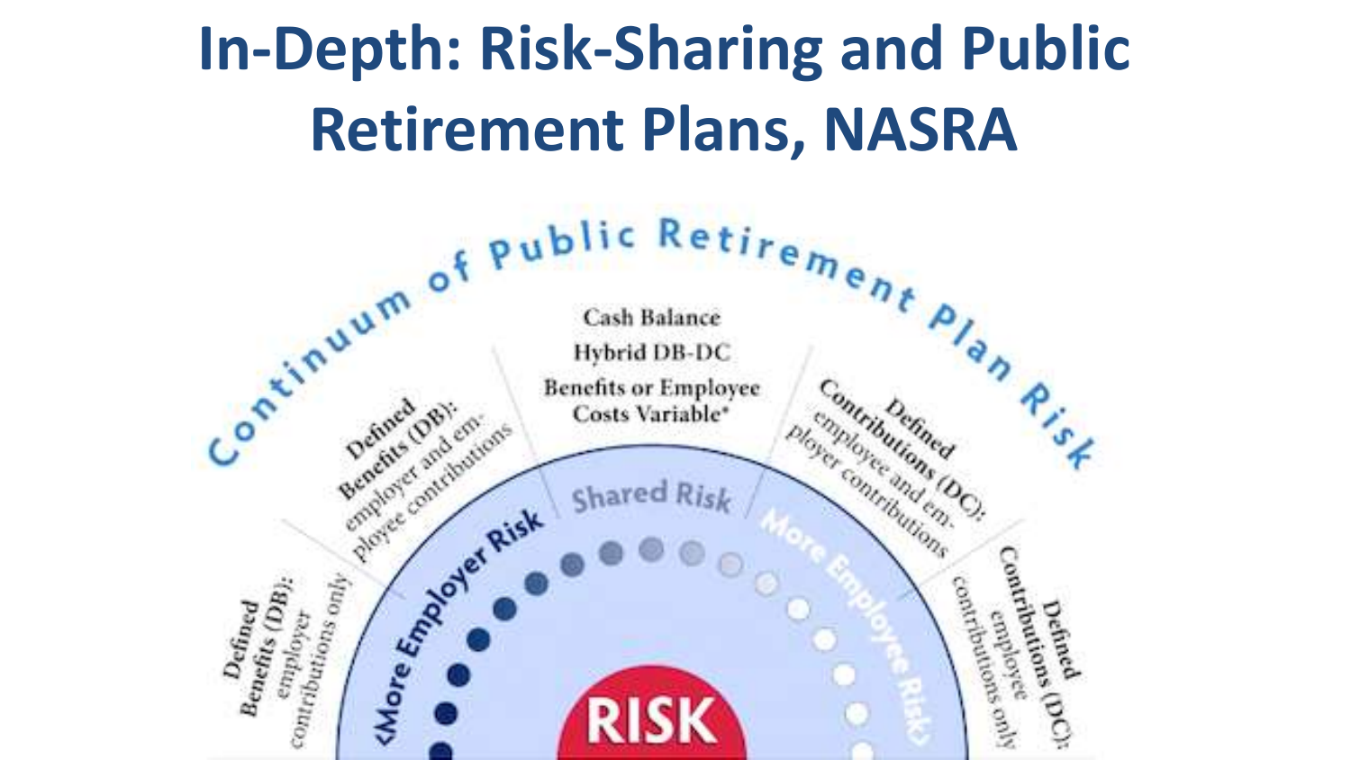# In-Depth: Risk-Sharing and Public Retirement Plans, NASRA

Continuum of Public Retirement Plan Risk

Defined Benefits (DB): employer contributions only

Defined Benefits (DB): employer and employee contributions

Cash Balance
Hybrid DB-DC
Benefits or Employee Costs Variable*

Defined Contributions (DC): employee and employer contributions

Defined Contributions (DC): employee contributions only

<More Employer Risk

Shared Risk

More Employee Risk>

RISK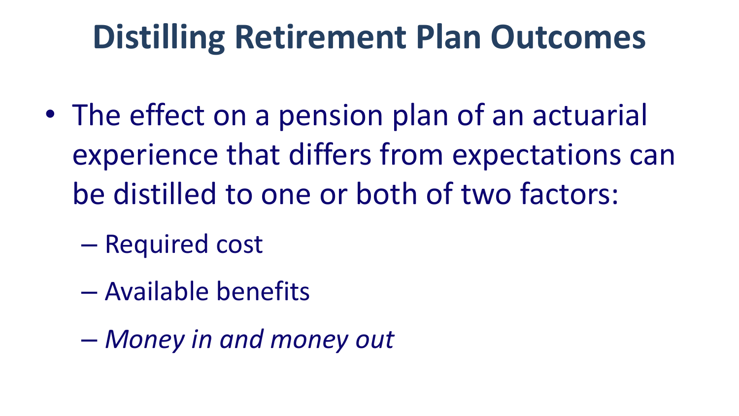# Distilling Retirement Plan Outcomes

- The effect on a pension plan of an actuarial experience that differs from expectations can be distilled to one or both of two factors:
  - Required cost
  - Available benefits
  - *Money in and money out*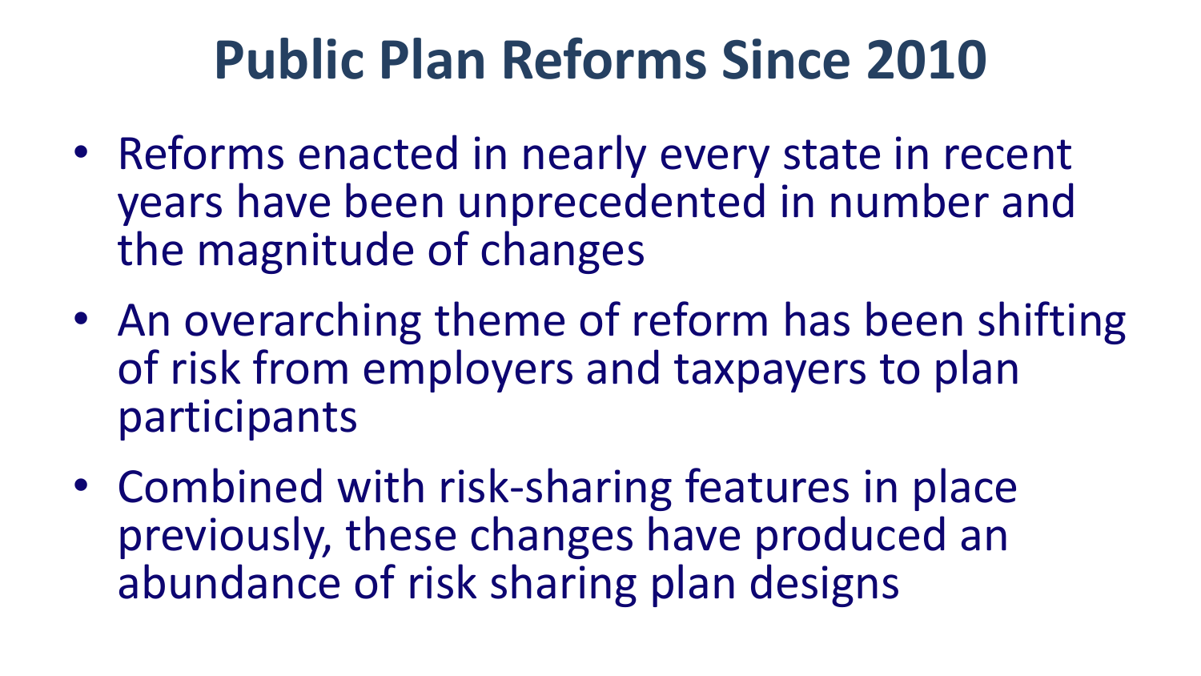# Public Plan Reforms Since 2010

- Reforms enacted in nearly every state in recent years have been unprecedented in number and the magnitude of changes
- An overarching theme of reform has been shifting of risk from employers and taxpayers to plan participants
- Combined with risk-sharing features in place previously, these changes have produced an abundance of risk sharing plan designs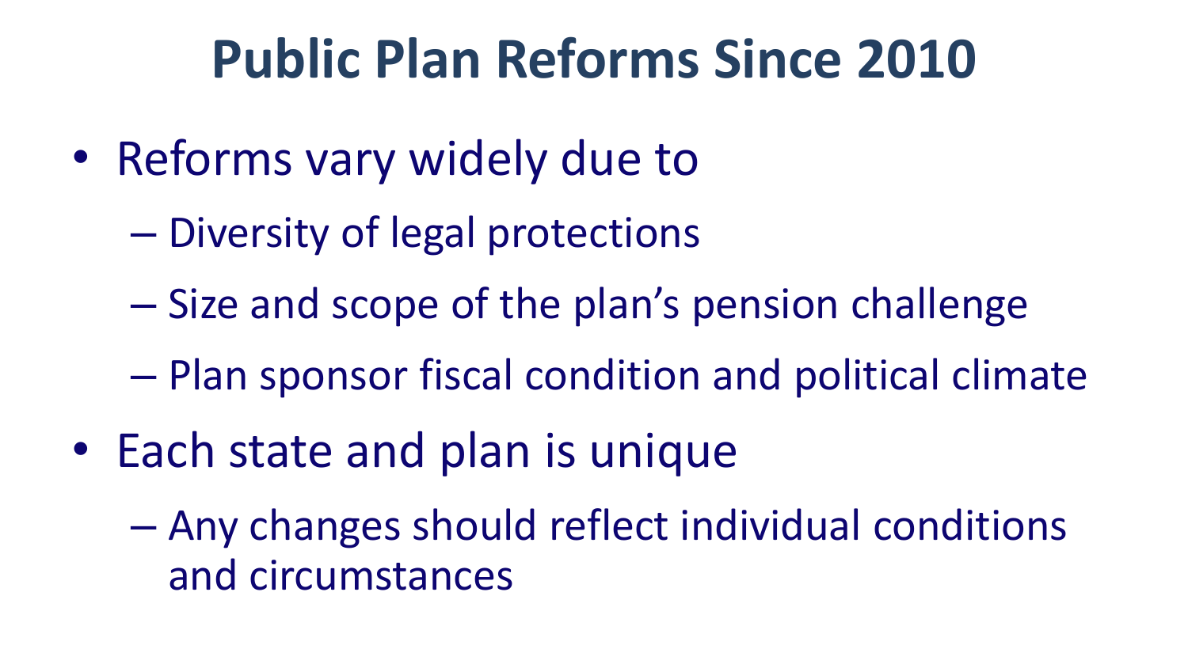# Public Plan Reforms Since 2010

- Reforms vary widely due to
  - Diversity of legal protections
  - Size and scope of the plan’s pension challenge
  - Plan sponsor fiscal condition and political climate
- Each state and plan is unique
  - Any changes should reflect individual conditions and circumstances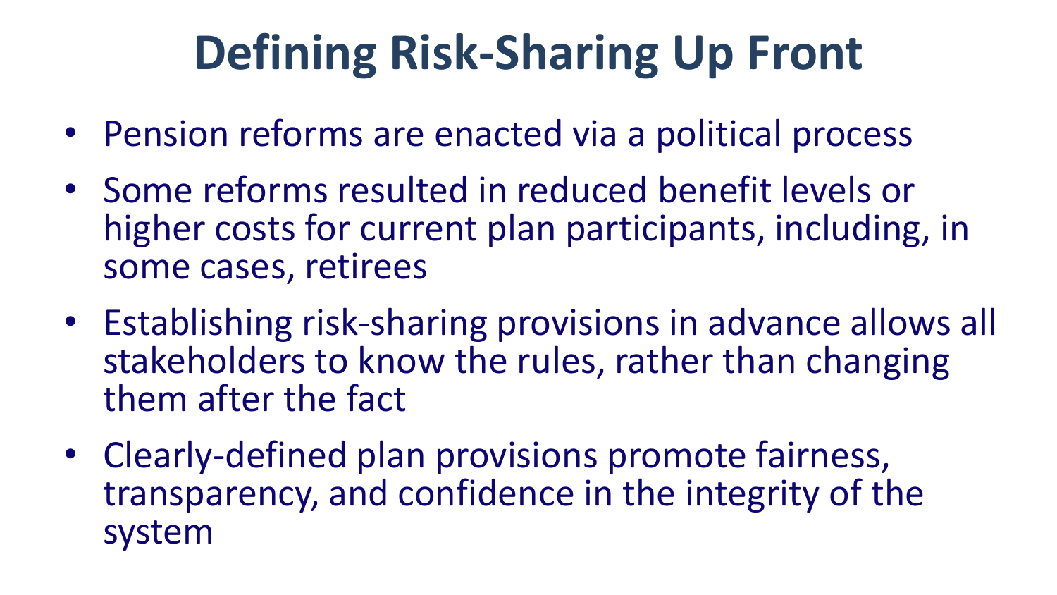# Defining Risk-Sharing Up Front

- Pension reforms are enacted via a political process
- Some reforms resulted in reduced benefit levels or higher costs for current plan participants, including, in some cases, retirees
- Establishing risk-sharing provisions in advance allows all stakeholders to know the rules, rather than changing them after the fact
- Clearly-defined plan provisions promote fairness, transparency, and confidence in the integrity of the system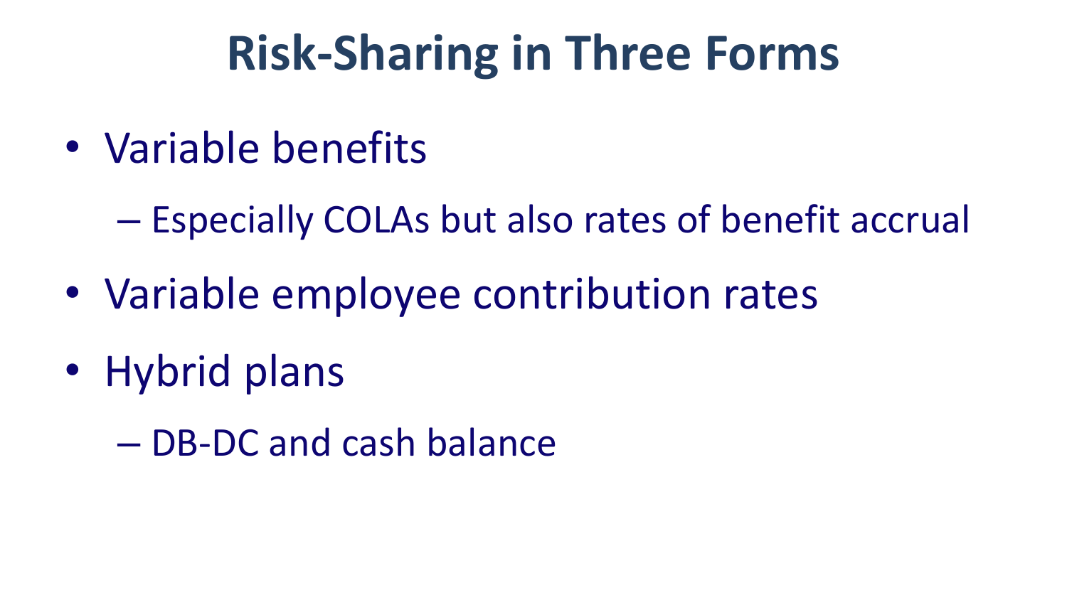# Risk-Sharing in Three Forms

- Variable benefits
  - Especially COLAs but also rates of benefit accrual
- Variable employee contribution rates
- Hybrid plans
  - DB-DC and cash balance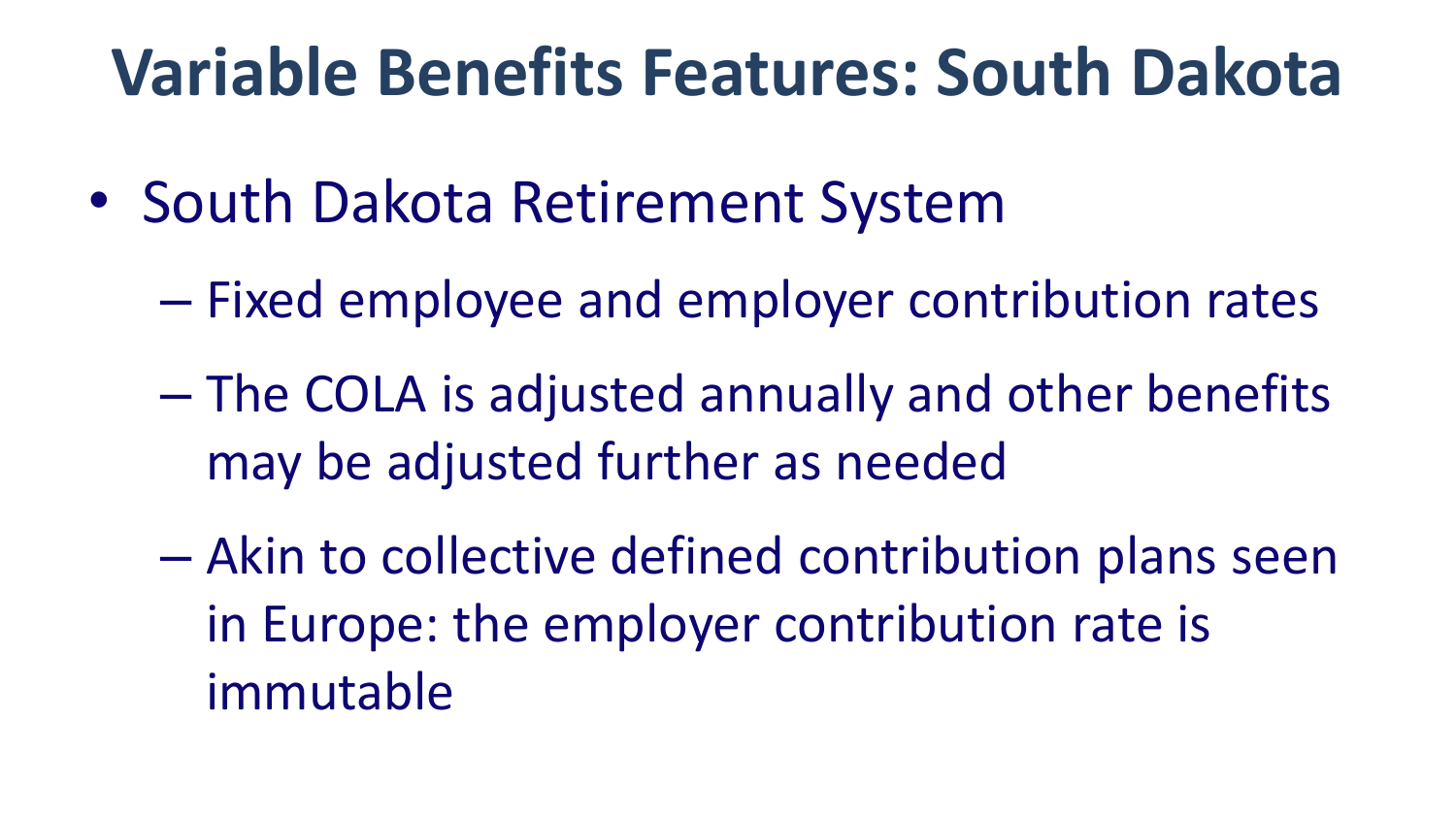# Variable Benefits Features: South Dakota

- South Dakota Retirement System
  - Fixed employee and employer contribution rates
  - The COLA is adjusted annually and other benefits may be adjusted further as needed
  - Akin to collective defined contribution plans seen in Europe: the employer contribution rate is immutable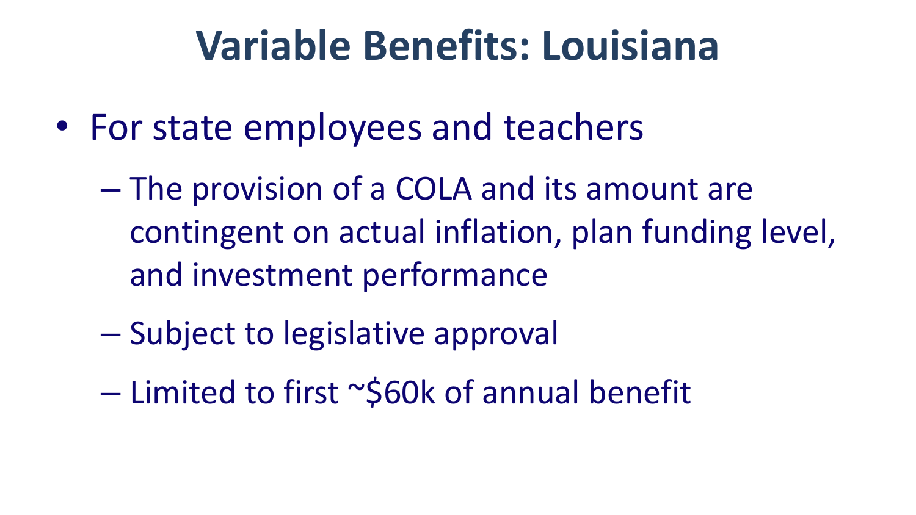# Variable Benefits: Louisiana

- For state employees and teachers
  - The provision of a COLA and its amount are contingent on actual inflation, plan funding level, and investment performance
  - Subject to legislative approval
  - Limited to first ~$60k of annual benefit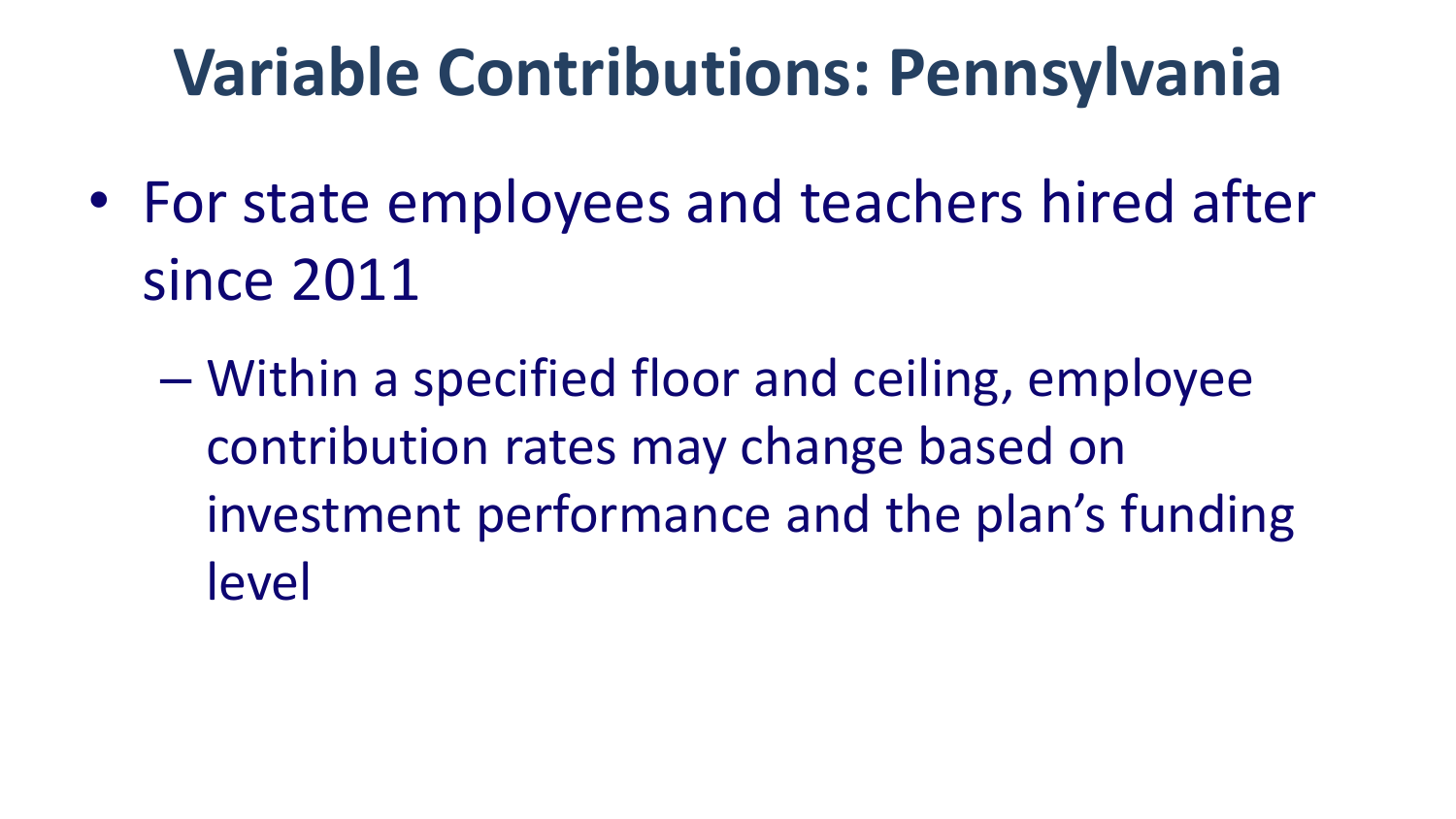# Variable Contributions: Pennsylvania

- For state employees and teachers hired after since 2011
  - Within a specified floor and ceiling, employee contribution rates may change based on investment performance and the plan's funding level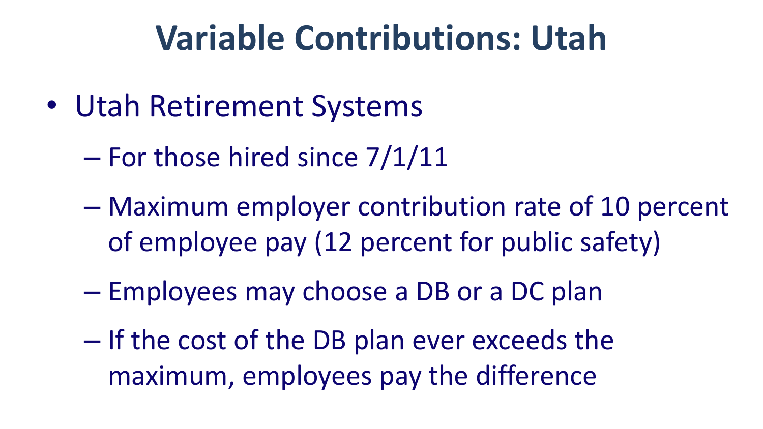# Variable Contributions: Utah

- Utah Retirement Systems
  - For those hired since 7/1/11
  - Maximum employer contribution rate of 10 percent of employee pay (12 percent for public safety)
  - Employees may choose a DB or a DC plan
  - If the cost of the DB plan ever exceeds the maximum, employees pay the difference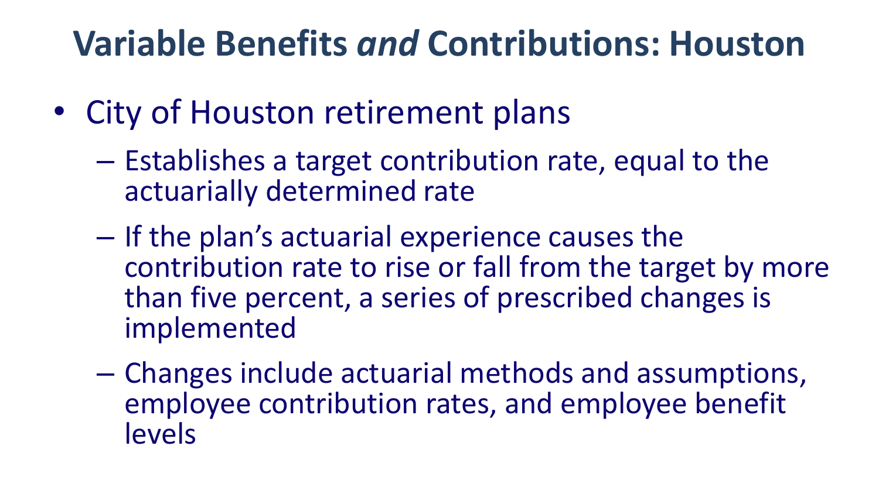# Variable Benefits *and* Contributions: Houston

- City of Houston retirement plans
  - Establishes a target contribution rate, equal to the actuarially determined rate
  - If the plan's actuarial experience causes the contribution rate to rise or fall from the target by more than five percent, a series of prescribed changes is implemented
  - Changes include actuarial methods and assumptions, employee contribution rates, and employee benefit levels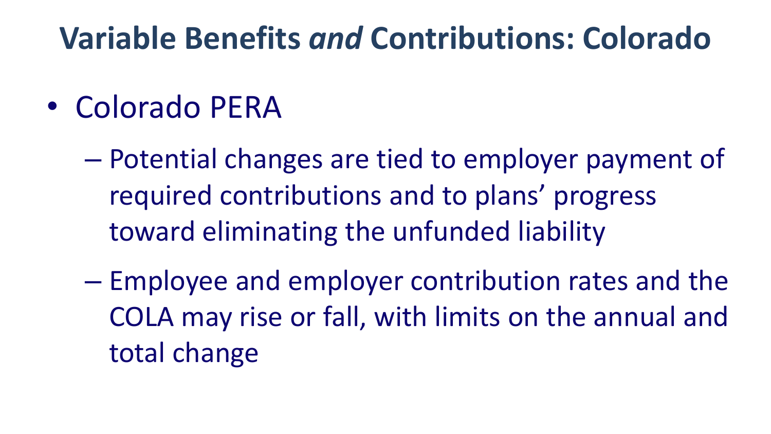# Variable Benefits *and* Contributions: Colorado

- Colorado PERA
  - Potential changes are tied to employer payment of required contributions and to plans' progress toward eliminating the unfunded liability
  - Employee and employer contribution rates and the COLA may rise or fall, with limits on the annual and total change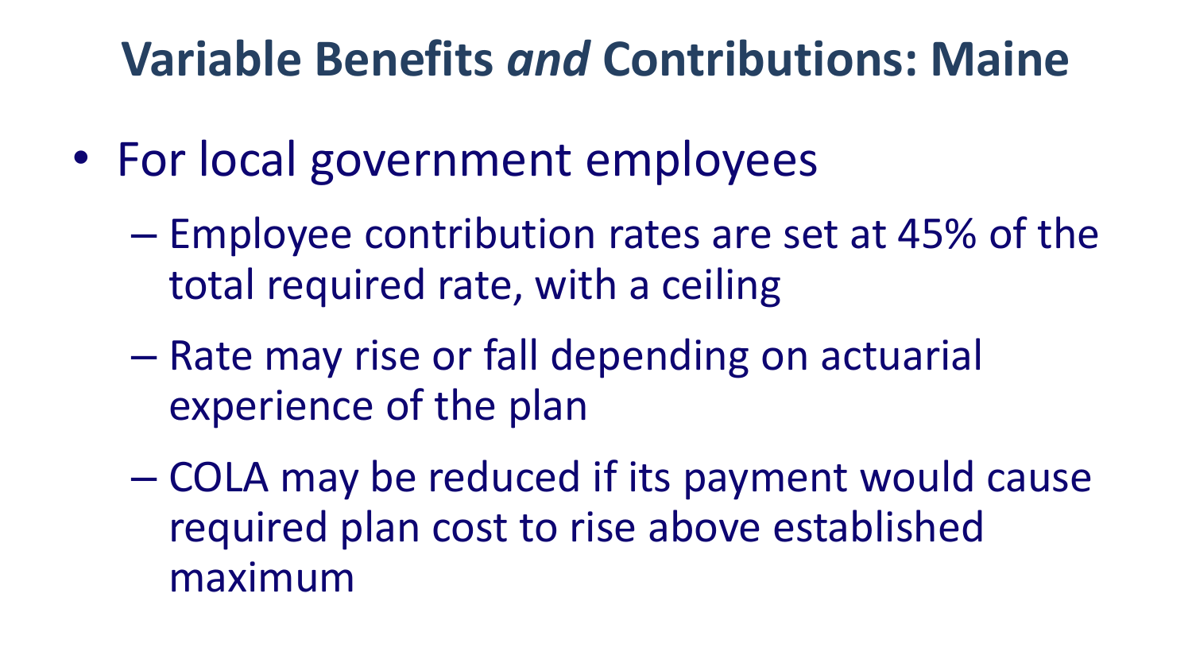# Variable Benefits *and* Contributions: Maine

- For local government employees
  - Employee contribution rates are set at 45% of the total required rate, with a ceiling
  - Rate may rise or fall depending on actuarial experience of the plan
  - COLA may be reduced if its payment would cause required plan cost to rise above established maximum